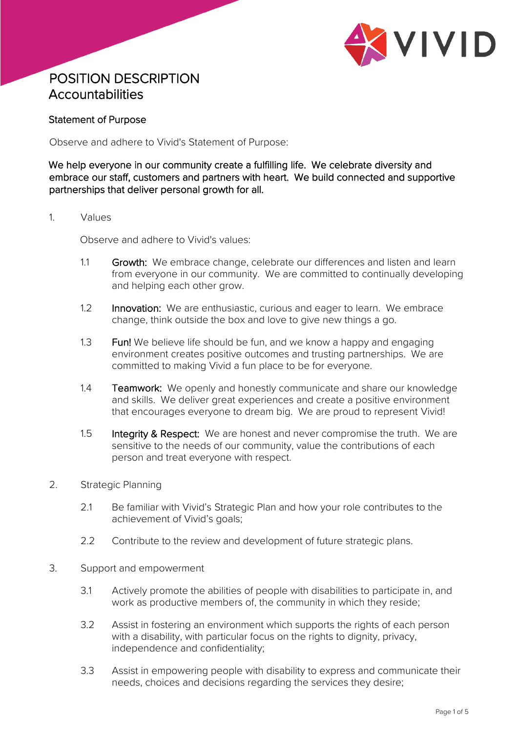# POSITION DESCRIPTION
## Accountabilities

### Statement of Purpose

Observe and adhere to Vivid's Statement of Purpose:

We help everyone in our community create a fulfilling life. We celebrate diversity and embrace our staff, customers and partners with heart. We build connected and supportive partnerships that deliver personal growth for all.

1. Values

   Observe and adhere to Vivid's values:

   1.1 **Growth:** We embrace change, celebrate our differences and listen and learn from everyone in our community. We are committed to continually developing and helping each other grow.

   1.2 **Innovation:** We are enthusiastic, curious and eager to learn. We embrace change, think outside the box and love to give new things a go.

   1.3 **Fun!** We believe life should be fun, and we know a happy and engaging environment creates positive outcomes and trusting partnerships. We are committed to making Vivid a fun place to be for everyone.

   1.4 **Teamwork:** We openly and honestly communicate and share our knowledge and skills. We deliver great experiences and create a positive environment that encourages everyone to dream big. We are proud to represent Vivid!

   1.5 **Integrity & Respect:** We are honest and never compromise the truth. We are sensitive to the needs of our community, value the contributions of each person and treat everyone with respect.

2. Strategic Planning

   2.1 Be familiar with Vivid's Strategic Plan and how your role contributes to the achievement of Vivid's goals;

   2.2 Contribute to the review and development of future strategic plans.

3. Support and empowerment

   3.1 Actively promote the abilities of people with disabilities to participate in, and work as productive members of, the community in which they reside;

   3.2 Assist in fostering an environment which supports the rights of each person with a disability, with particular focus on the rights to dignity, privacy, independence and confidentiality;

   3.3 Assist in empowering people with disability to express and communicate their needs, choices and decisions regarding the services they desire;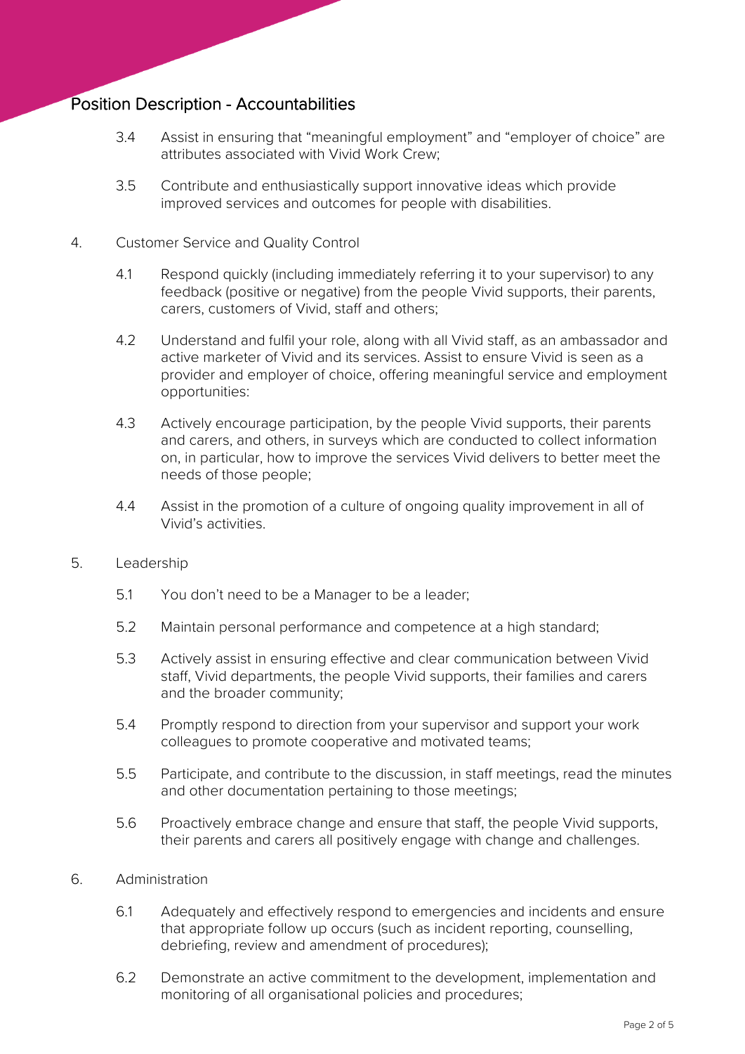## Position Description - Accountabilities

3.4 Assist in ensuring that "meaningful employment" and "employer of choice" are attributes associated with Vivid Work Crew;

3.5 Contribute and enthusiastically support innovative ideas which provide improved services and outcomes for people with disabilities.

4. Customer Service and Quality Control

4.1 Respond quickly (including immediately referring it to your supervisor) to any feedback (positive or negative) from the people Vivid supports, their parents, carers, customers of Vivid, staff and others;

4.2 Understand and fulfil your role, along with all Vivid staff, as an ambassador and active marketer of Vivid and its services. Assist to ensure Vivid is seen as a provider and employer of choice, offering meaningful service and employment opportunities:

4.3 Actively encourage participation, by the people Vivid supports, their parents and carers, and others, in surveys which are conducted to collect information on, in particular, how to improve the services Vivid delivers to better meet the needs of those people;

4.4 Assist in the promotion of a culture of ongoing quality improvement in all of Vivid's activities.

5. Leadership

5.1 You don't need to be a Manager to be a leader;

5.2 Maintain personal performance and competence at a high standard;

5.3 Actively assist in ensuring effective and clear communication between Vivid staff, Vivid departments, the people Vivid supports, their families and carers and the broader community;

5.4 Promptly respond to direction from your supervisor and support your work colleagues to promote cooperative and motivated teams;

5.5 Participate, and contribute to the discussion, in staff meetings, read the minutes and other documentation pertaining to those meetings;

5.6 Proactively embrace change and ensure that staff, the people Vivid supports, their parents and carers all positively engage with change and challenges.

6. Administration

6.1 Adequately and effectively respond to emergencies and incidents and ensure that appropriate follow up occurs (such as incident reporting, counselling, debriefing, review and amendment of procedures);

6.2 Demonstrate an active commitment to the development, implementation and monitoring of all organisational policies and procedures;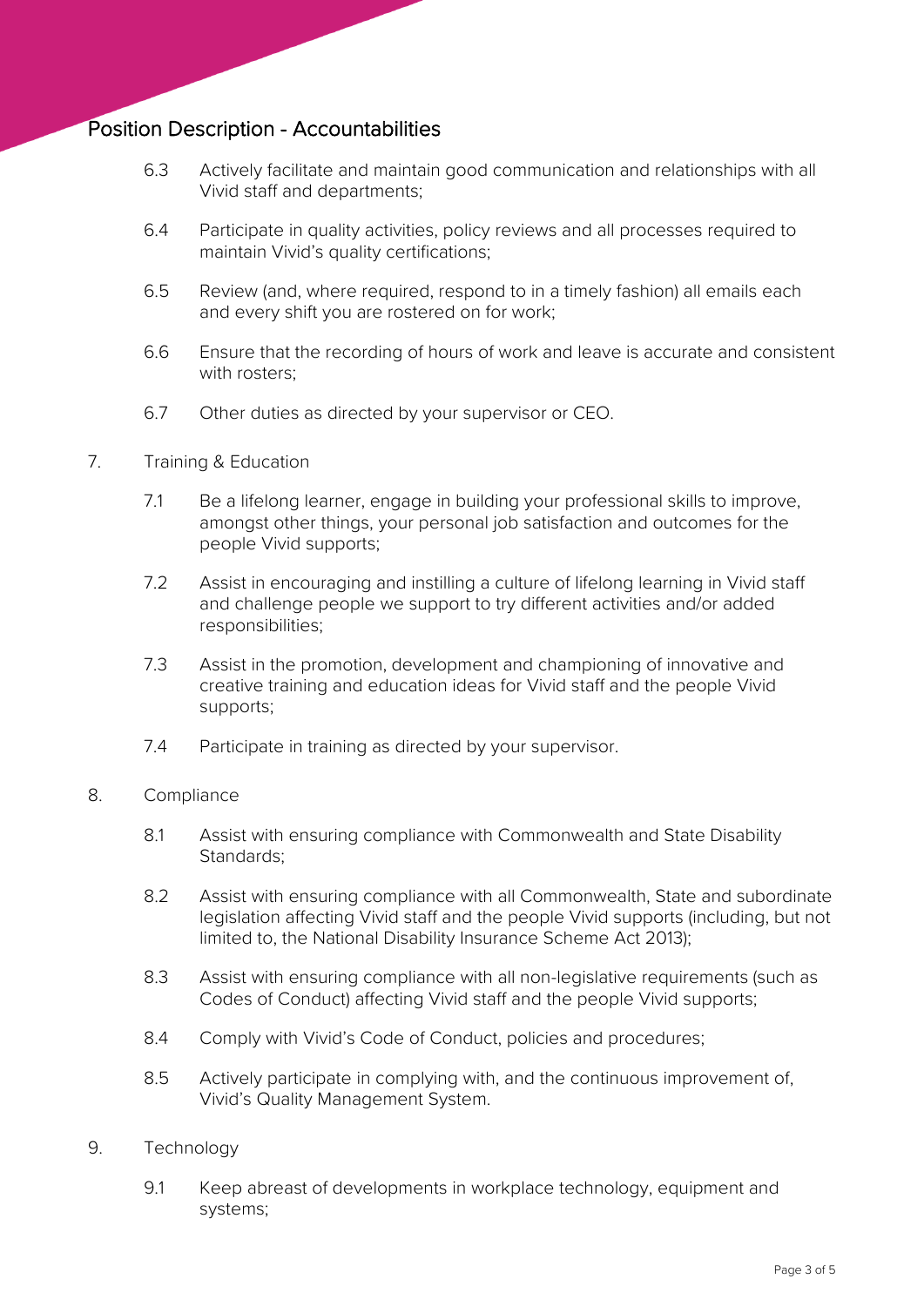## Position Description - Accountabilities

6.3 Actively facilitate and maintain good communication and relationships with all Vivid staff and departments;

6.4 Participate in quality activities, policy reviews and all processes required to maintain Vivid's quality certifications;

6.5 Review (and, where required, respond to in a timely fashion) all emails each and every shift you are rostered on for work;

6.6 Ensure that the recording of hours of work and leave is accurate and consistent with rosters;

6.7 Other duties as directed by your supervisor or CEO.

7. Training & Education

7.1 Be a lifelong learner, engage in building your professional skills to improve, amongst other things, your personal job satisfaction and outcomes for the people Vivid supports;

7.2 Assist in encouraging and instilling a culture of lifelong learning in Vivid staff and challenge people we support to try different activities and/or added responsibilities;

7.3 Assist in the promotion, development and championing of innovative and creative training and education ideas for Vivid staff and the people Vivid supports;

7.4 Participate in training as directed by your supervisor.

8. Compliance

8.1 Assist with ensuring compliance with Commonwealth and State Disability Standards;

8.2 Assist with ensuring compliance with all Commonwealth, State and subordinate legislation affecting Vivid staff and the people Vivid supports (including, but not limited to, the National Disability Insurance Scheme Act 2013);

8.3 Assist with ensuring compliance with all non-legislative requirements (such as Codes of Conduct) affecting Vivid staff and the people Vivid supports;

8.4 Comply with Vivid's Code of Conduct, policies and procedures;

8.5 Actively participate in complying with, and the continuous improvement of, Vivid's Quality Management System.

9. Technology

9.1 Keep abreast of developments in workplace technology, equipment and systems;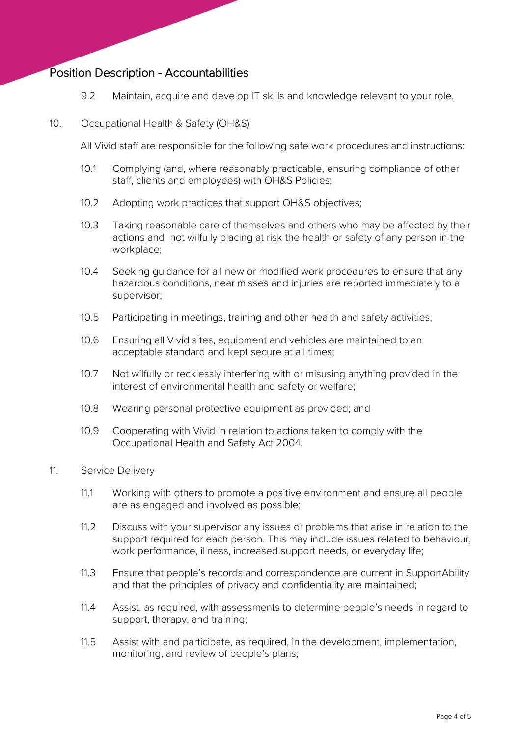# Position Description - Accountabilities

9.2 Maintain, acquire and develop IT skills and knowledge relevant to your role.

10. Occupational Health & Safety (OH&S)

All Vivid staff are responsible for the following safe work procedures and instructions:

10.1 Complying (and, where reasonably practicable, ensuring compliance of other staff, clients and employees) with OH&S Policies;

10.2 Adopting work practices that support OH&S objectives;

10.3 Taking reasonable care of themselves and others who may be affected by their actions and not wilfully placing at risk the health or safety of any person in the workplace;

10.4 Seeking guidance for all new or modified work procedures to ensure that any hazardous conditions, near misses and injuries are reported immediately to a supervisor;

10.5 Participating in meetings, training and other health and safety activities;

10.6 Ensuring all Vivid sites, equipment and vehicles are maintained to an acceptable standard and kept secure at all times;

10.7 Not wilfully or recklessly interfering with or misusing anything provided in the interest of environmental health and safety or welfare;

10.8 Wearing personal protective equipment as provided; and

10.9 Cooperating with Vivid in relation to actions taken to comply with the Occupational Health and Safety Act 2004.

11. Service Delivery

11.1 Working with others to promote a positive environment and ensure all people are as engaged and involved as possible;

11.2 Discuss with your supervisor any issues or problems that arise in relation to the support required for each person. This may include issues related to behaviour, work performance, illness, increased support needs, or everyday life;

11.3 Ensure that people's records and correspondence are current in SupportAbility and that the principles of privacy and confidentiality are maintained;

11.4 Assist, as required, with assessments to determine people's needs in regard to support, therapy, and training;

11.5 Assist with and participate, as required, in the development, implementation, monitoring, and review of people's plans;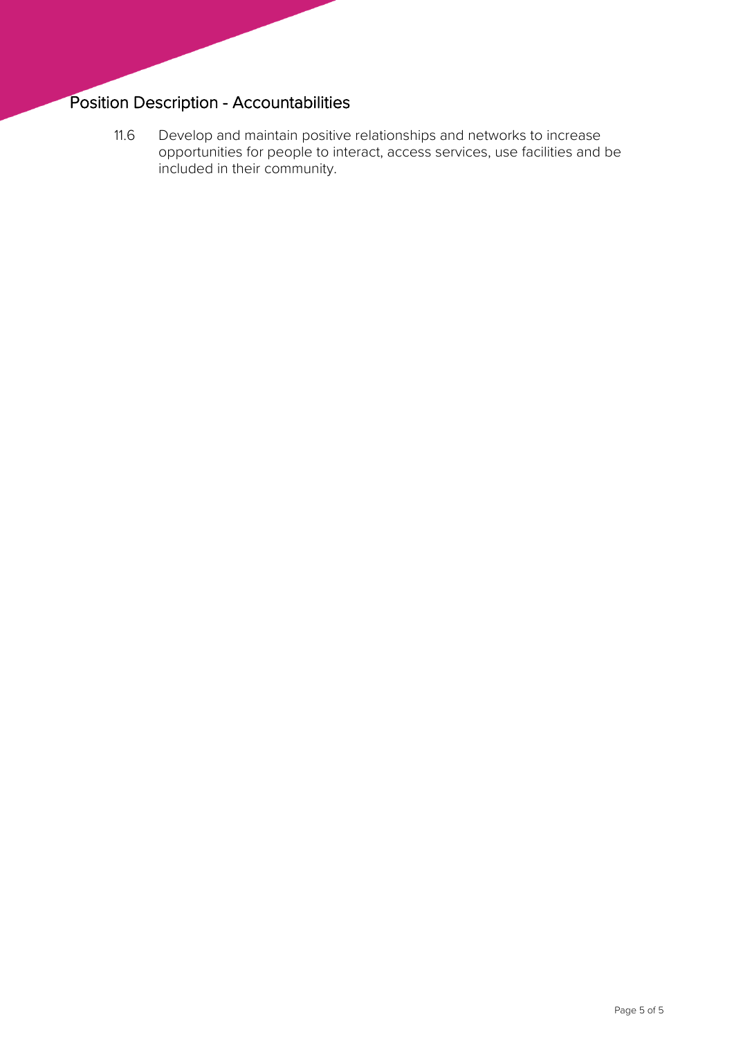## Position Description - Accountabilities

11.6 Develop and maintain positive relationships and networks to increase opportunities for people to interact, access services, use facilities and be included in their community.